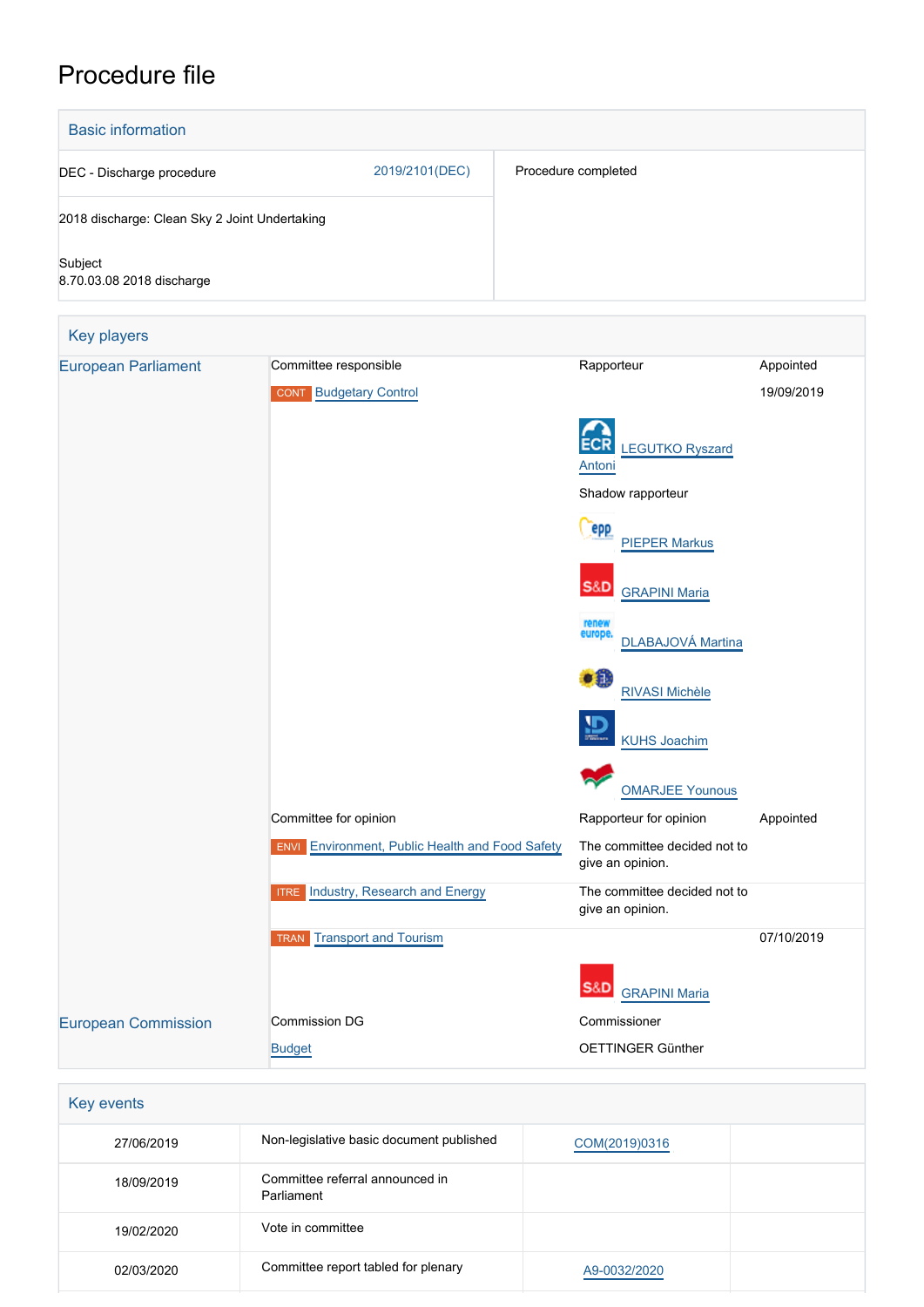# Procedure file

## Basic information

| | | |
|---|---|---|
| DEC - Discharge procedure | 2019/2101(DEC) | Procedure completed |
| 2018 discharge: Clean Sky 2 Joint Undertaking | | |
| Subject<br>8.70.03.08 2018 discharge | | |

## Key players

| | | | |
|---|---|---|---|
| European Parliament | Committee responsible | Rapporteur | Appointed |
| | CONT Budgetary Control | | 19/09/2019 |
| | | ECR LEGUTKO Ryszard Antoni | |
| | | Shadow rapporteur | |
| | | EPP PIEPER Markus | |
| | | S&D GRAPINI Maria | |
| | | Renew Europe DLABAJOVÁ Martina | |
| | | Verts/ALE RIVASI Michèle | |
| | | ID KUHS Joachim | |
| | | GUE/NGL OMARJEE Younous | |
| | Committee for opinion | Rapporteur for opinion | Appointed |
| | ENVI Environment, Public Health and Food Safety | The committee decided not to give an opinion. | |
| | ITRE Industry, Research and Energy | The committee decided not to give an opinion. | |
| | TRAN Transport and Tourism | | 07/10/2019 |
| | | S&D GRAPINI Maria | |
| European Commission | Commission DG | Commissioner | |
| | Budget | OETTINGER Günther | |

## Key events

| | | | |
|---|---|---|---|
| 27/06/2019 | Non-legislative basic document published | COM(2019)0316 | |
| 18/09/2019 | Committee referral announced in Parliament | | |
| 19/02/2020 | Vote in committee | | |
| 02/03/2020 | Committee report tabled for plenary | A9-0032/2020 | |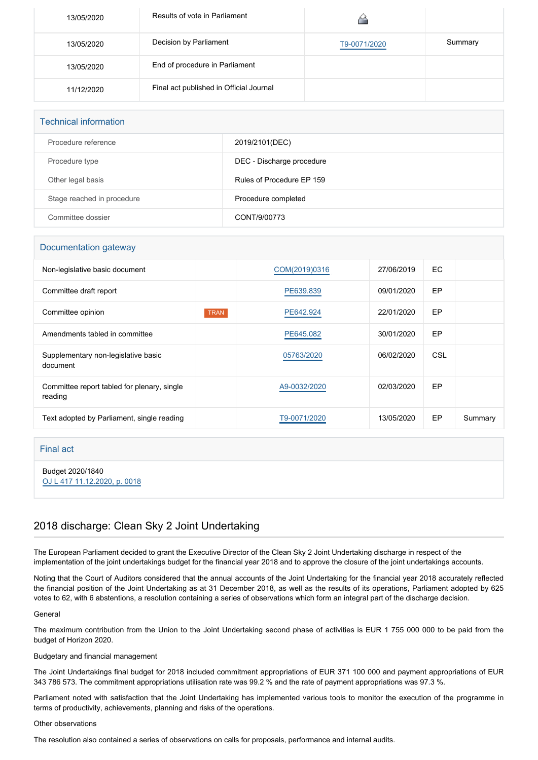| | | | |
|---|---|---|---|
| 13/05/2020 | Results of vote in Parliament | | |
| 13/05/2020 | Decision by Parliament | T9-0071/2020 | Summary |
| 13/05/2020 | End of procedure in Parliament | | |
| 11/12/2020 | Final act published in Official Journal | | |

## Technical information

| | |
|---|---|
| Procedure reference | 2019/2101(DEC) |
| Procedure type | DEC - Discharge procedure |
| Other legal basis | Rules of Procedure EP 159 |
| Stage reached in procedure | Procedure completed |
| Committee dossier | CONT/9/00773 |

## Documentation gateway

| | | | | | |
|---|---|---|---|---|---|
| Non-legislative basic document | | COM(2019)0316 | 27/06/2019 | EC | |
| Committee draft report | | PE639.839 | 09/01/2020 | EP | |
| Committee opinion | TRAN | PE642.924 | 22/01/2020 | EP | |
| Amendments tabled in committee | | PE645.082 | 30/01/2020 | EP | |
| Supplementary non-legislative basic document | | 05763/2020 | 06/02/2020 | CSL | |
| Committee report tabled for plenary, single reading | | A9-0032/2020 | 02/03/2020 | EP | |
| Text adopted by Parliament, single reading | | T9-0071/2020 | 13/05/2020 | EP | Summary |

## Final act

Budget 2020/1840
OJ L 417 11.12.2020, p. 0018

## 2018 discharge: Clean Sky 2 Joint Undertaking

The European Parliament decided to grant the Executive Director of the Clean Sky 2 Joint Undertaking discharge in respect of the implementation of the joint undertakings budget for the financial year 2018 and to approve the closure of the joint undertakings accounts.

Noting that the Court of Auditors considered that the annual accounts of the Joint Undertaking for the financial year 2018 accurately reflected the financial position of the Joint Undertaking as at 31 December 2018, as well as the results of its operations, Parliament adopted by 625 votes to 62, with 6 abstentions, a resolution containing a series of observations which form an integral part of the discharge decision.

General

The maximum contribution from the Union to the Joint Undertaking second phase of activities is EUR 1 755 000 000 to be paid from the budget of Horizon 2020.

Budgetary and financial management

The Joint Undertakings final budget for 2018 included commitment appropriations of EUR 371 100 000 and payment appropriations of EUR 343 786 573. The commitment appropriations utilisation rate was 99.2 % and the rate of payment appropriations was 97.3 %.

Parliament noted with satisfaction that the Joint Undertaking has implemented various tools to monitor the execution of the programme in terms of productivity, achievements, planning and risks of the operations.

Other observations

The resolution also contained a series of observations on calls for proposals, performance and internal audits.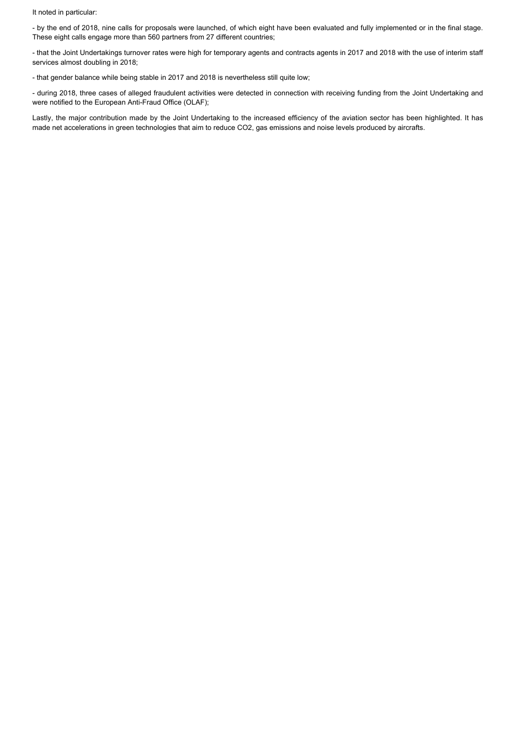It noted in particular:

- by the end of 2018, nine calls for proposals were launched, of which eight have been evaluated and fully implemented or in the final stage. These eight calls engage more than 560 partners from 27 different countries;

- that the Joint Undertakings turnover rates were high for temporary agents and contracts agents in 2017 and 2018 with the use of interim staff services almost doubling in 2018;

- that gender balance while being stable in 2017 and 2018 is nevertheless still quite low;

- during 2018, three cases of alleged fraudulent activities were detected in connection with receiving funding from the Joint Undertaking and were notified to the European Anti-Fraud Office (OLAF);

Lastly, the major contribution made by the Joint Undertaking to the increased efficiency of the aviation sector has been highlighted. It has made net accelerations in green technologies that aim to reduce $CO_2$, gas emissions and noise levels produced by aircrafts.